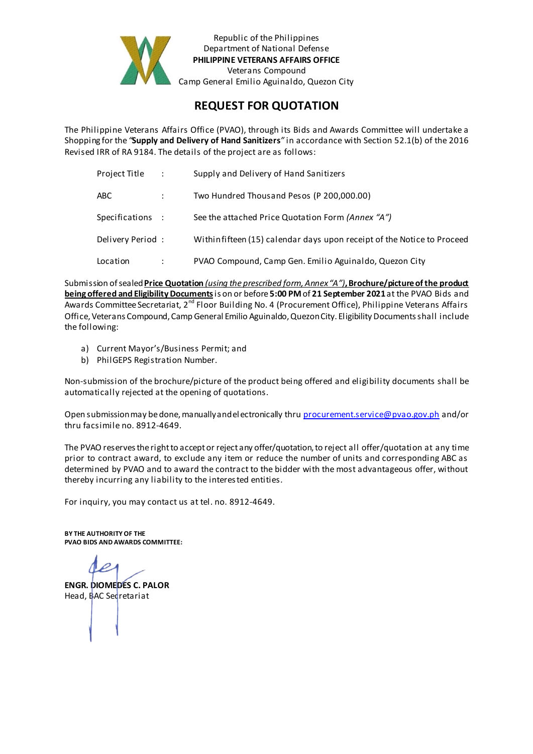Republic of the Philippines
Department of National Defense
**PHILIPPINE VETERANS AFFAIRS OFFICE**
Veterans Compound
Camp General Emilio Aguinaldo, Quezon City

# REQUEST FOR QUOTATION

The Philippine Veterans Affairs Office (PVAO), through its Bids and Awards Committee will undertake a Shopping for the *"***Supply and Delivery of Hand Sanitizers***"* in accordance with Section 52.1(b) of the 2016 Revised IRR of RA 9184. The details of the project are as follows:

| | | |
|---|---|---|
| Project Title | : | Supply and Delivery of Hand Sanitizers |
| ABC | : | Two Hundred Thousand Pesos (P 200,000.00) |
| Specifications | : | See the attached Price Quotation Form *(Annex "A")* |
| Delivery Period | : | Within fifteen (15) calendar days upon receipt of the Notice to Proceed |
| Location | : | PVAO Compound, Camp Gen. Emilio Aguinaldo, Quezon City |

Submission of sealed **Price Quotation** *(using the prescribed form, Annex "A")*, **Brochure/picture of the product being offered and Eligibility Documents** is on or before **5:00 PM** of **21 September 2021** at the PVAO Bids and Awards Committee Secretariat, 2nd Floor Building No. 4 (Procurement Office), Philippine Veterans Affairs Office, Veterans Compound, Camp General Emilio Aguinaldo, Quezon City. Eligibility Documents shall include the following:

a) Current Mayor's/Business Permit; and
b) PhilGEPS Registration Number.

Non-submission of the brochure/picture of the product being offered and eligibility documents shall be automatically rejected at the opening of quotations.

Open submission may be done, manually and electronically thru procurement.service@pvao.gov.ph and/or thru facsimile no. 8912-4649.

The PVAO reserves the right to accept or reject any offer/quotation, to reject all offer/quotation at any time prior to contract award, to exclude any item or reduce the number of units and corresponding ABC as determined by PVAO and to award the contract to the bidder with the most advantageous offer, without thereby incurring any liability to the interested entities.

For inquiry, you may contact us at tel. no. 8912-4649.

**BY THE AUTHORITY OF THE**
**PVAO BIDS AND AWARDS COMMITTEE:**

**ENGR. DIOMEDES C. PALOR**
Head, BAC Secretariat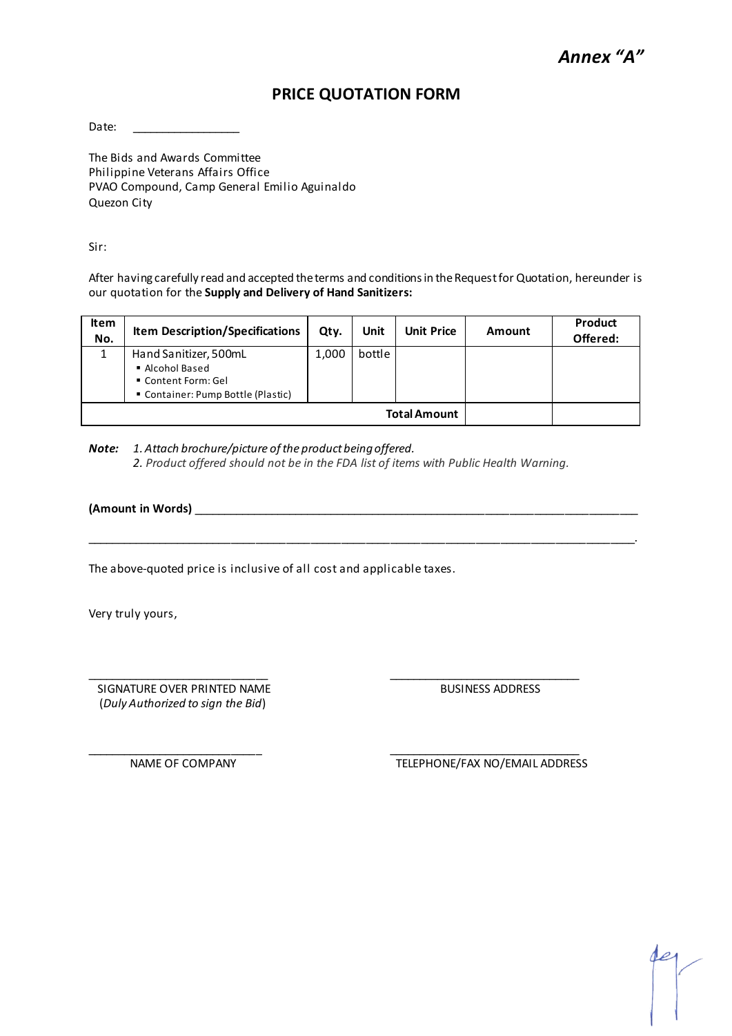*Annex "A"*

## PRICE QUOTATION FORM

Date: ________________

The Bids and Awards Committee
Philippine Veterans Affairs Office
PVAO Compound, Camp General Emilio Aguinaldo
Quezon City

Sir:

After having carefully read and accepted the terms and conditions in the Request for Quotation, hereunder is our quotation for the **Supply and Delivery of Hand Sanitizers:**

| Item No. | Item Description/Specifications | Qty. | Unit | Unit Price | Amount | Product Offered: |
|---|---|---|---|---|---|---|
| 1 | Hand Sanitizer, 500mL<br>▪ Alcohol Based<br>▪ Content Form: Gel<br>▪ Container: Pump Bottle (Plastic) | 1,000 | bottle | | | |
| | | | | **Total Amount** | | |

***Note:*** *1. Attach brochure/picture of the product being offered.*
*2. Product offered should not be in the FDA list of items with Public Health Warning.*

**(Amount in Words)** ______________________________________________________________________

______________________________________________________________________________.

The above-quoted price is inclusive of all cost and applicable taxes.

Very truly yours,

______________________________
SIGNATURE OVER PRINTED NAME
(*Duly Authorized to sign the Bid*)

______________________________
BUSINESS ADDRESS

______________________________
NAME OF COMPANY

______________________________
TELEPHONE/FAX NO/EMAIL ADDRESS